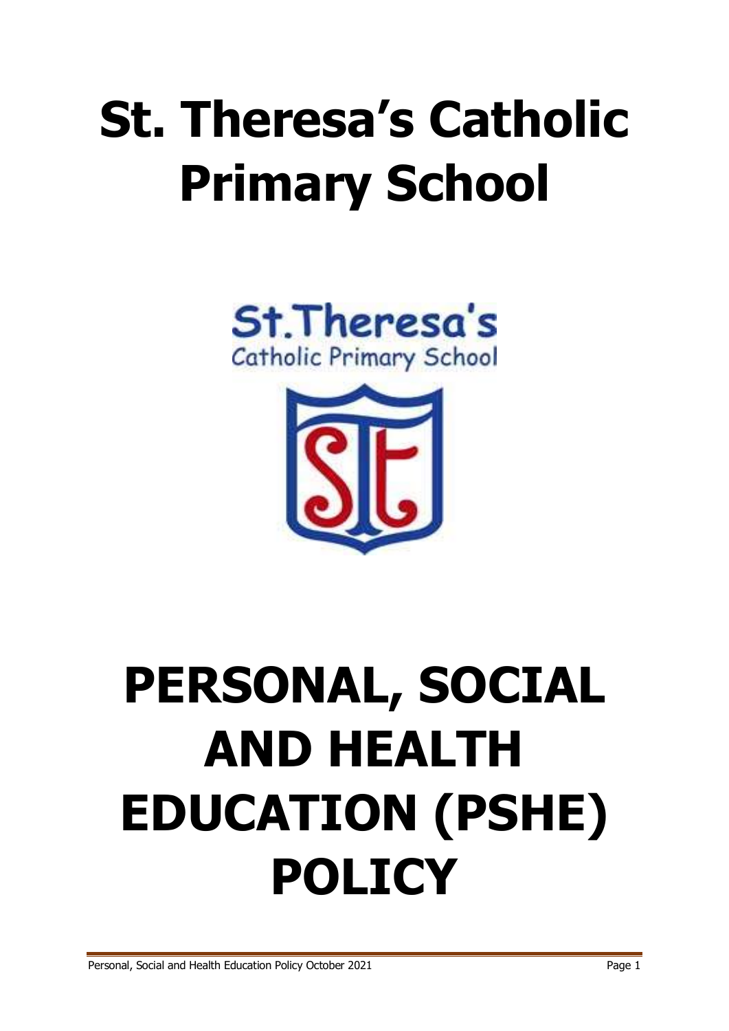# St. Theresa's Catholic Primary School

# PERSONAL, SOCIAL AND HEALTH EDUCATION (PSHE) POLICY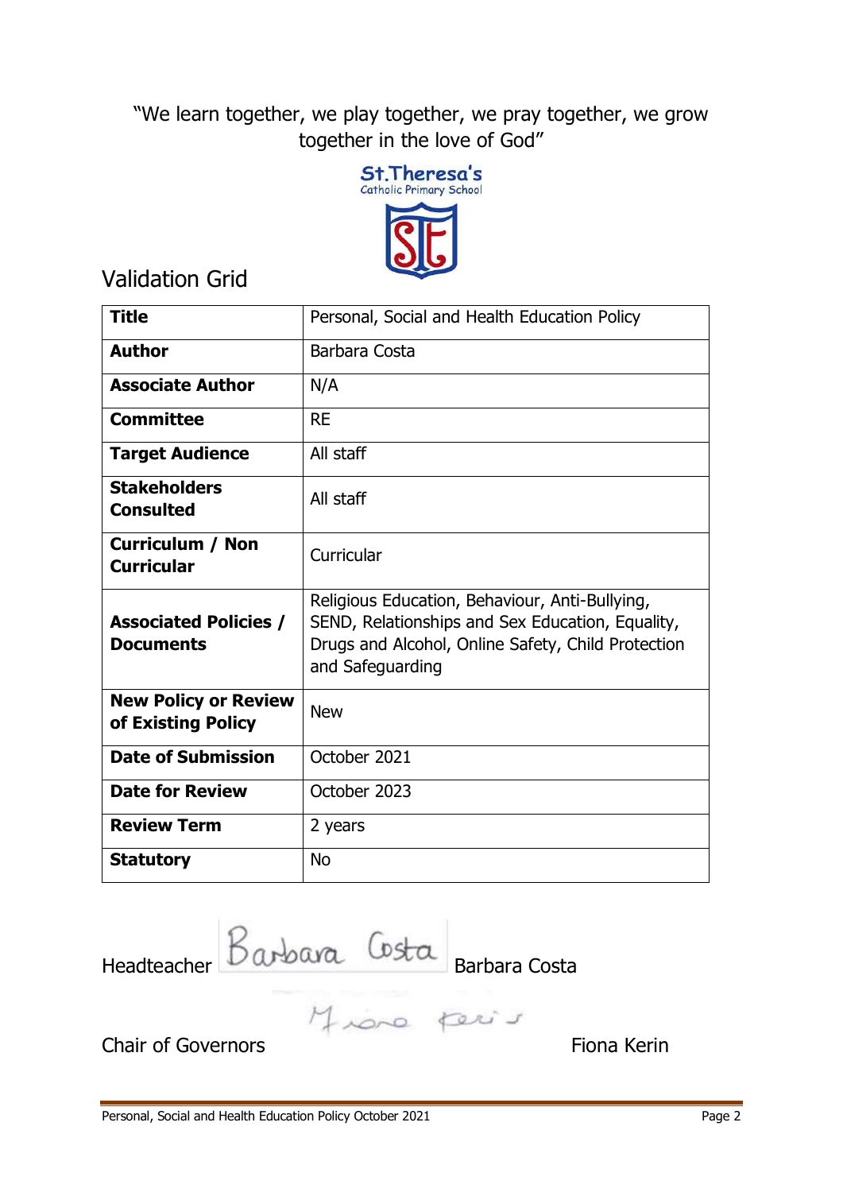"We learn together, we play together, we pray together, we grow together in the love of God"

St.Theresa's
Catholic Primary School

## Validation Grid

| **Title** | Personal, Social and Health Education Policy |
|---|---|
| **Author** | Barbara Costa |
| **Associate Author** | N/A |
| **Committee** | RE |
| **Target Audience** | All staff |
| **Stakeholders Consulted** | All staff |
| **Curriculum / Non Curricular** | Curricular |
| **Associated Policies / Documents** | Religious Education, Behaviour, Anti-Bullying, SEND, Relationships and Sex Education, Equality, Drugs and Alcohol, Online Safety, Child Protection and Safeguarding |
| **New Policy or Review of Existing Policy** | New |
| **Date of Submission** | October 2021 |
| **Date for Review** | October 2023 |
| **Review Term** | 2 years |
| **Statutory** | No |

Headteacher Barbara Costa Barbara Costa

Chair of Governors Fiona Kerin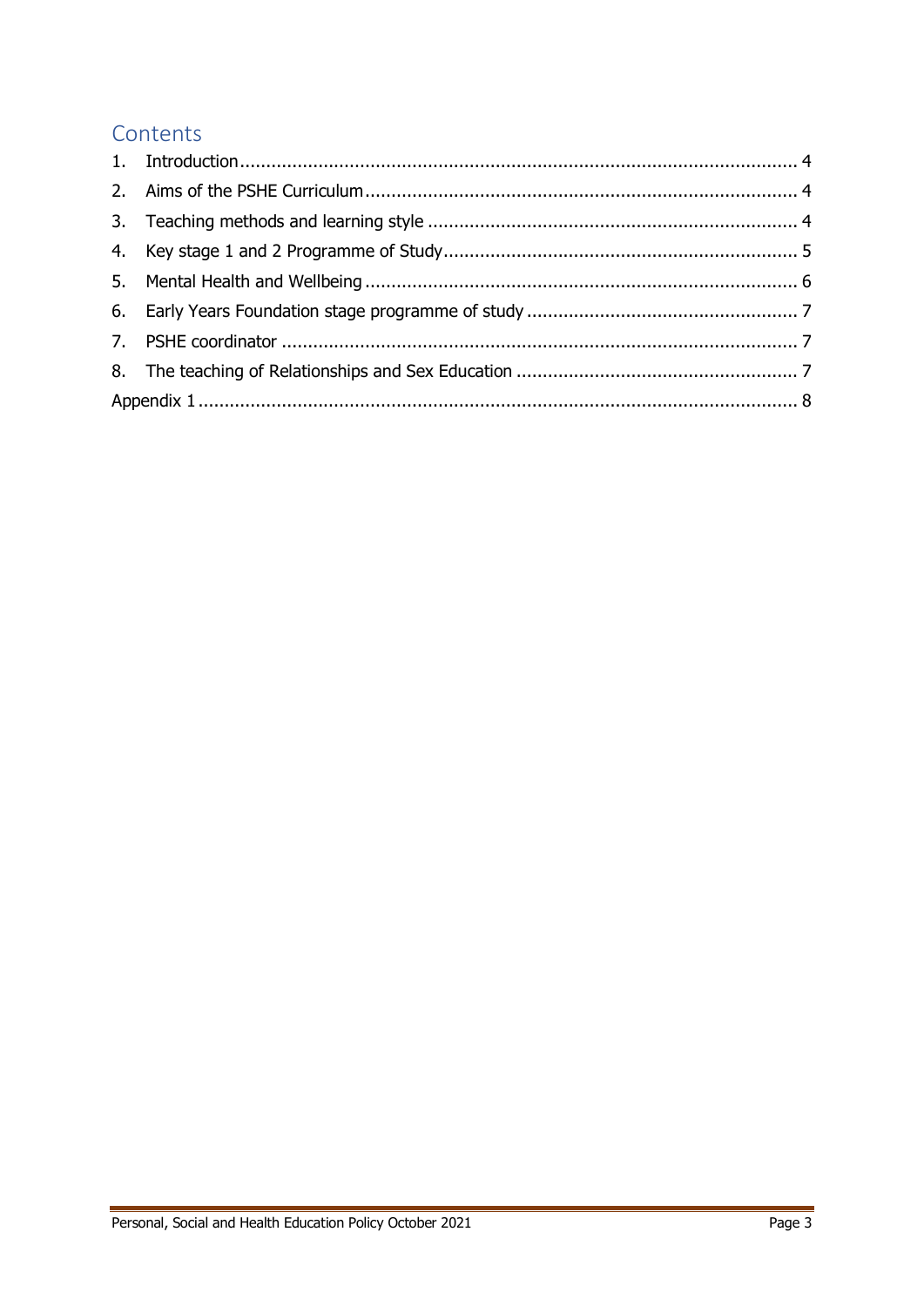## Contents

1. Introduction ........................................................................................................ 4
2. Aims of the PSHE Curriculum ................................................................................ 4
3. Teaching methods and learning style ...................................................................... 4
4. Key stage 1 and 2 Programme of Study .................................................................. 5
5. Mental Health and Wellbeing ................................................................................. 6
6. Early Years Foundation stage programme of study ................................................... 7
7. PSHE coordinator ................................................................................................ 7
8. The teaching of Relationships and Sex Education ..................................................... 7

Appendix 1 ............................................................................................................. 8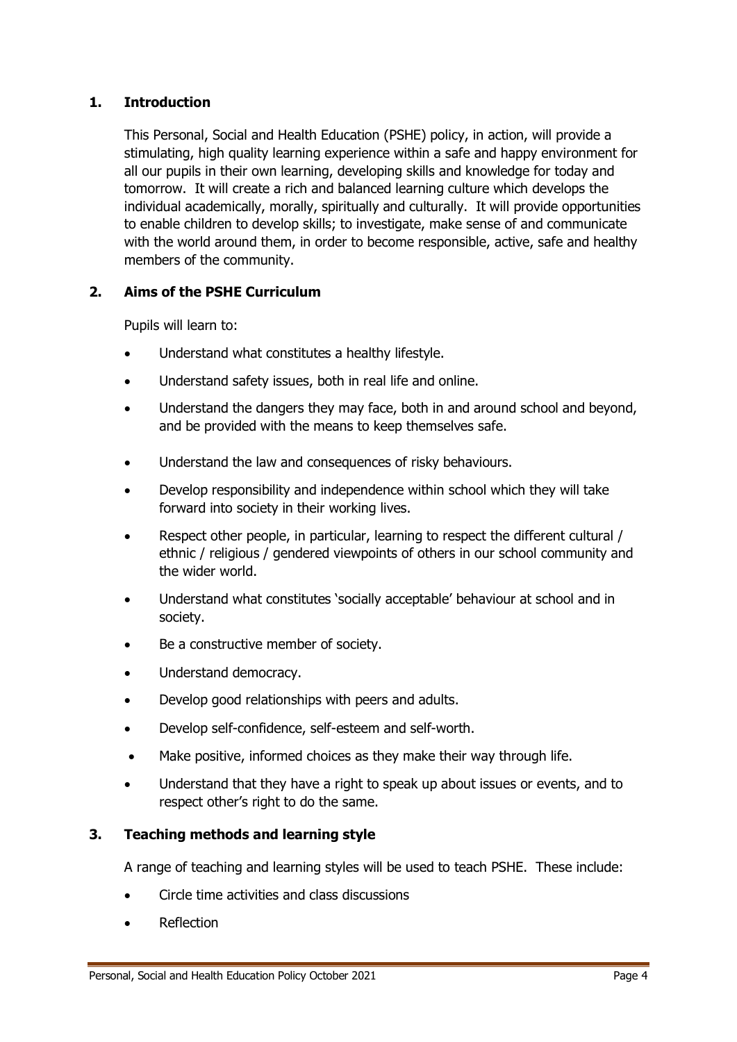## 1. Introduction

This Personal, Social and Health Education (PSHE) policy, in action, will provide a stimulating, high quality learning experience within a safe and happy environment for all our pupils in their own learning, developing skills and knowledge for today and tomorrow. It will create a rich and balanced learning culture which develops the individual academically, morally, spiritually and culturally. It will provide opportunities to enable children to develop skills; to investigate, make sense of and communicate with the world around them, in order to become responsible, active, safe and healthy members of the community.

## 2. Aims of the PSHE Curriculum

Pupils will learn to:

- Understand what constitutes a healthy lifestyle.
- Understand safety issues, both in real life and online.
- Understand the dangers they may face, both in and around school and beyond, and be provided with the means to keep themselves safe.
- Understand the law and consequences of risky behaviours.
- Develop responsibility and independence within school which they will take forward into society in their working lives.
- Respect other people, in particular, learning to respect the different cultural / ethnic / religious / gendered viewpoints of others in our school community and the wider world.
- Understand what constitutes 'socially acceptable' behaviour at school and in society.
- Be a constructive member of society.
- Understand democracy.
- Develop good relationships with peers and adults.
- Develop self-confidence, self-esteem and self-worth.
- Make positive, informed choices as they make their way through life.
- Understand that they have a right to speak up about issues or events, and to respect other's right to do the same.

## 3. Teaching methods and learning style

A range of teaching and learning styles will be used to teach PSHE. These include:

- Circle time activities and class discussions
- Reflection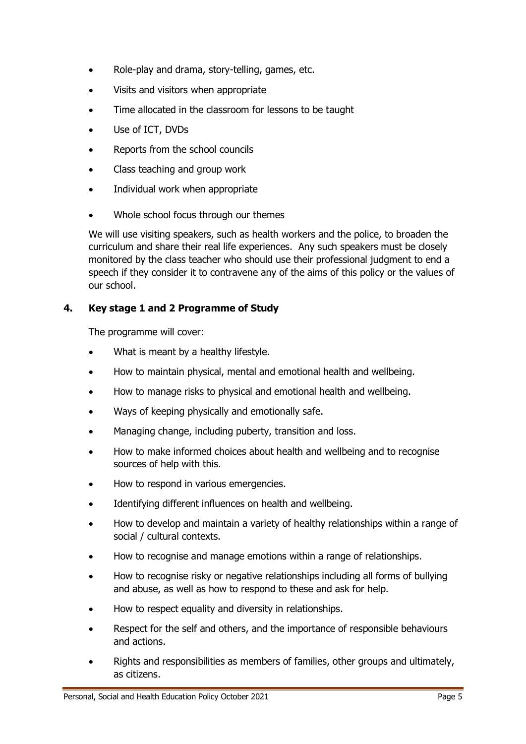- Role-play and drama, story-telling, games, etc.
- Visits and visitors when appropriate
- Time allocated in the classroom for lessons to be taught
- Use of ICT, DVDs
- Reports from the school councils
- Class teaching and group work
- Individual work when appropriate
- Whole school focus through our themes

We will use visiting speakers, such as health workers and the police, to broaden the curriculum and share their real life experiences. Any such speakers must be closely monitored by the class teacher who should use their professional judgment to end a speech if they consider it to contravene any of the aims of this policy or the values of our school.

## 4. Key stage 1 and 2 Programme of Study

The programme will cover:

- What is meant by a healthy lifestyle.
- How to maintain physical, mental and emotional health and wellbeing.
- How to manage risks to physical and emotional health and wellbeing.
- Ways of keeping physically and emotionally safe.
- Managing change, including puberty, transition and loss.
- How to make informed choices about health and wellbeing and to recognise sources of help with this.
- How to respond in various emergencies.
- Identifying different influences on health and wellbeing.
- How to develop and maintain a variety of healthy relationships within a range of social / cultural contexts.
- How to recognise and manage emotions within a range of relationships.
- How to recognise risky or negative relationships including all forms of bullying and abuse, as well as how to respond to these and ask for help.
- How to respect equality and diversity in relationships.
- Respect for the self and others, and the importance of responsible behaviours and actions.
- Rights and responsibilities as members of families, other groups and ultimately, as citizens.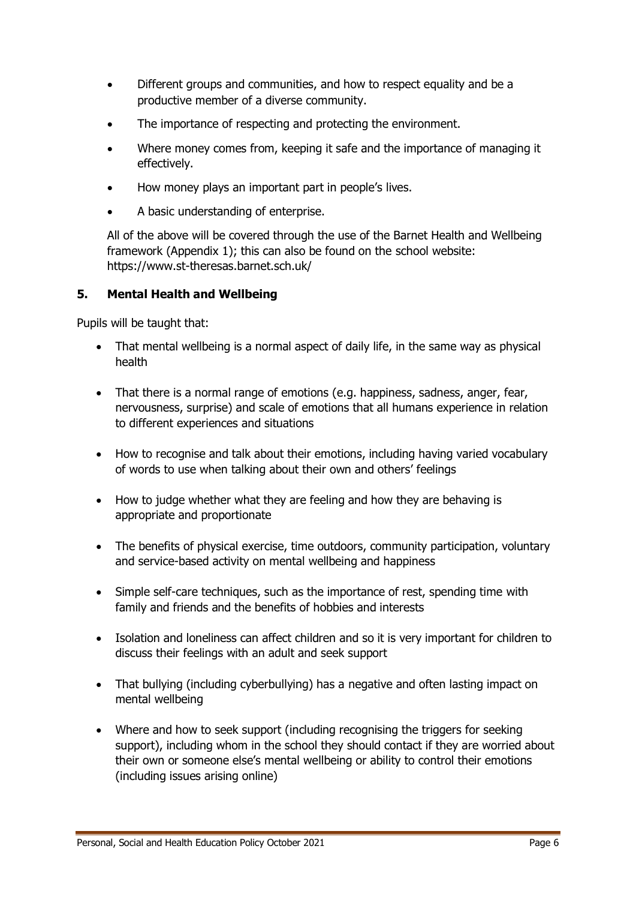- Different groups and communities, and how to respect equality and be a productive member of a diverse community.
- The importance of respecting and protecting the environment.
- Where money comes from, keeping it safe and the importance of managing it effectively.
- How money plays an important part in people's lives.
- A basic understanding of enterprise.

All of the above will be covered through the use of the Barnet Health and Wellbeing framework (Appendix 1); this can also be found on the school website: https://www.st-theresas.barnet.sch.uk/

## 5. Mental Health and Wellbeing

Pupils will be taught that:

- That mental wellbeing is a normal aspect of daily life, in the same way as physical health
- That there is a normal range of emotions (e.g. happiness, sadness, anger, fear, nervousness, surprise) and scale of emotions that all humans experience in relation to different experiences and situations
- How to recognise and talk about their emotions, including having varied vocabulary of words to use when talking about their own and others' feelings
- How to judge whether what they are feeling and how they are behaving is appropriate and proportionate
- The benefits of physical exercise, time outdoors, community participation, voluntary and service-based activity on mental wellbeing and happiness
- Simple self-care techniques, such as the importance of rest, spending time with family and friends and the benefits of hobbies and interests
- Isolation and loneliness can affect children and so it is very important for children to discuss their feelings with an adult and seek support
- That bullying (including cyberbullying) has a negative and often lasting impact on mental wellbeing
- Where and how to seek support (including recognising the triggers for seeking support), including whom in the school they should contact if they are worried about their own or someone else's mental wellbeing or ability to control their emotions (including issues arising online)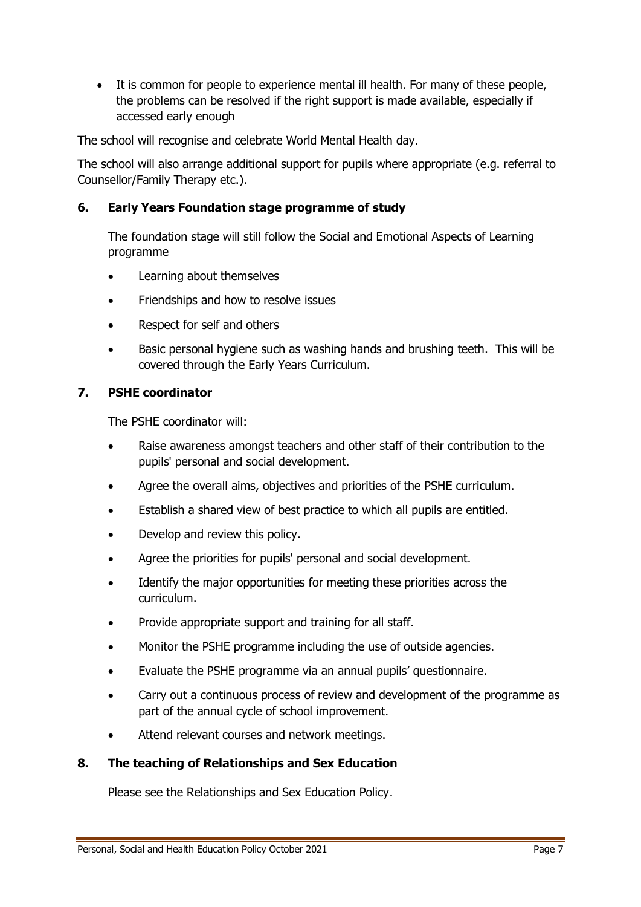- It is common for people to experience mental ill health. For many of these people, the problems can be resolved if the right support is made available, especially if accessed early enough

The school will recognise and celebrate World Mental Health day.

The school will also arrange additional support for pupils where appropriate (e.g. referral to Counsellor/Family Therapy etc.).

## 6. Early Years Foundation stage programme of study

The foundation stage will still follow the Social and Emotional Aspects of Learning programme

- Learning about themselves
- Friendships and how to resolve issues
- Respect for self and others
- Basic personal hygiene such as washing hands and brushing teeth. This will be covered through the Early Years Curriculum.

## 7. PSHE coordinator

The PSHE coordinator will:

- Raise awareness amongst teachers and other staff of their contribution to the pupils' personal and social development.
- Agree the overall aims, objectives and priorities of the PSHE curriculum.
- Establish a shared view of best practice to which all pupils are entitled.
- Develop and review this policy.
- Agree the priorities for pupils' personal and social development.
- Identify the major opportunities for meeting these priorities across the curriculum.
- Provide appropriate support and training for all staff.
- Monitor the PSHE programme including the use of outside agencies.
- Evaluate the PSHE programme via an annual pupils' questionnaire.
- Carry out a continuous process of review and development of the programme as part of the annual cycle of school improvement.
- Attend relevant courses and network meetings.

## 8. The teaching of Relationships and Sex Education

Please see the Relationships and Sex Education Policy.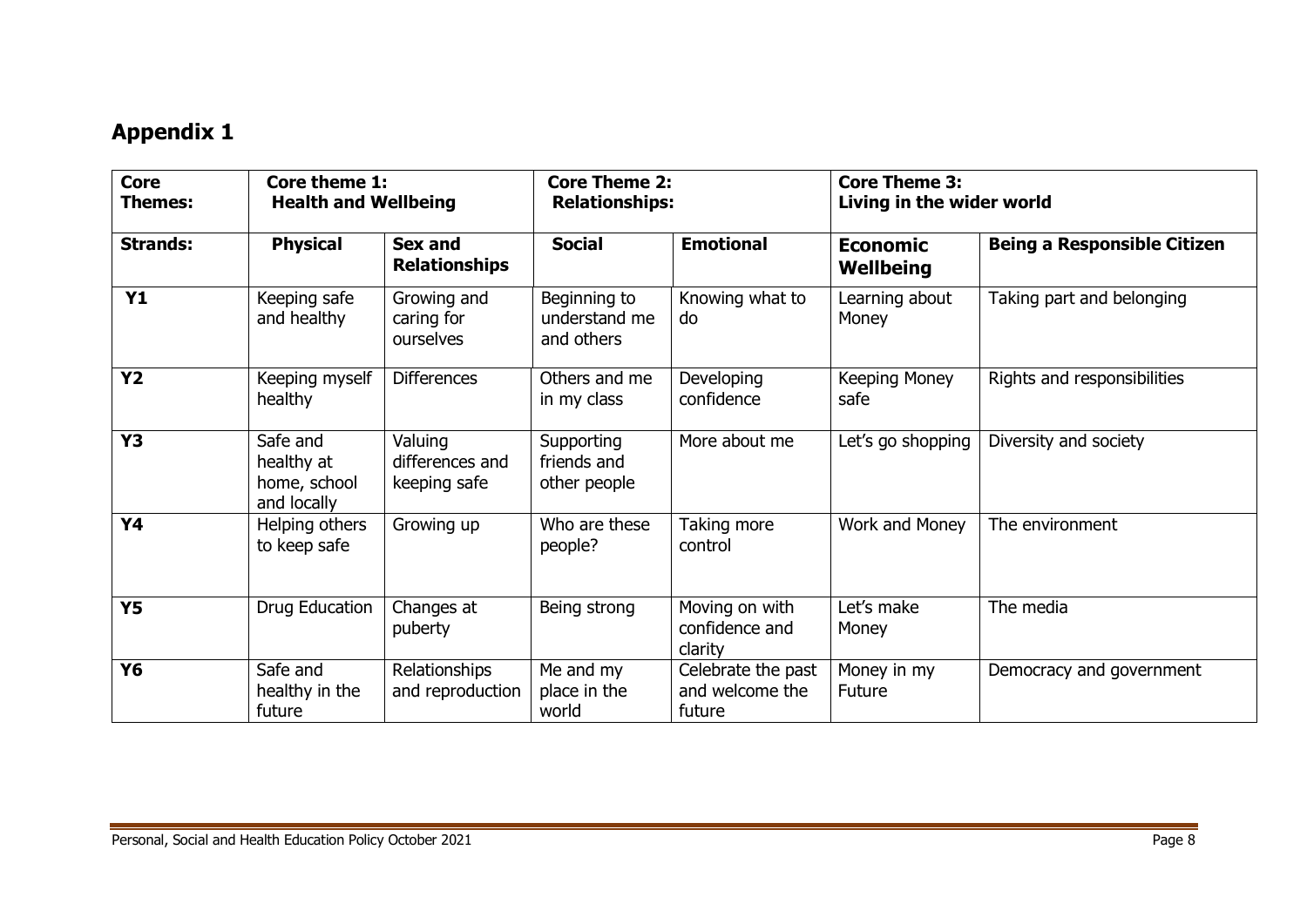# Appendix 1

| **Core Themes:** | **Core theme 1: Health and Wellbeing** | | **Core Theme 2: Relationships:** | | **Core Theme 3: Living in the wider world** | |
|---|---|---|---|---|---|---|
| **Strands:** | **Physical** | **Sex and Relationships** | **Social** | **Emotional** | **Economic Wellbeing** | **Being a Responsible Citizen** |
| **Y1** | Keeping safe and healthy | Growing and caring for ourselves | Beginning to understand me and others | Knowing what to do | Learning about Money | Taking part and belonging |
| **Y2** | Keeping myself healthy | Differences | Others and me in my class | Developing confidence | Keeping Money safe | Rights and responsibilities |
| **Y3** | Safe and healthy at home, school and locally | Valuing differences and keeping safe | Supporting friends and other people | More about me | Let's go shopping | Diversity and society |
| **Y4** | Helping others to keep safe | Growing up | Who are these people? | Taking more control | Work and Money | The environment |
| **Y5** | Drug Education | Changes at puberty | Being strong | Moving on with confidence and clarity | Let's make Money | The media |
| **Y6** | Safe and healthy in the future | Relationships and reproduction | Me and my place in the world | Celebrate the past and welcome the future | Money in my Future | Democracy and government |